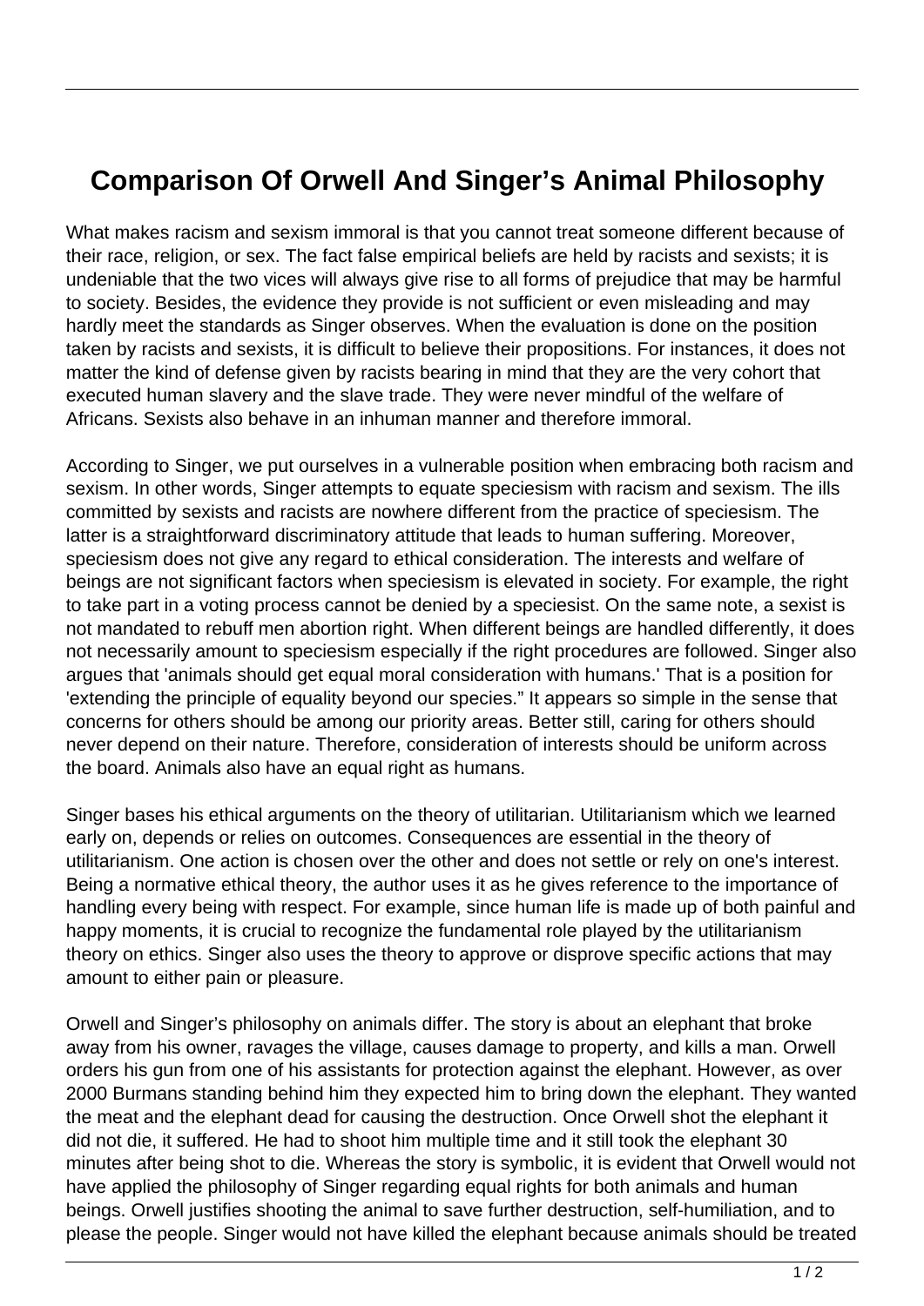# Comparison Of Orwell And Singer's Animal Philosophy

What makes racism and sexism immoral is that you cannot treat someone different because of their race, religion, or sex. The fact false empirical beliefs are held by racists and sexists; it is undeniable that the two vices will always give rise to all forms of prejudice that may be harmful to society. Besides, the evidence they provide is not sufficient or even misleading and may hardly meet the standards as Singer observes. When the evaluation is done on the position taken by racists and sexists, it is difficult to believe their propositions. For instances, it does not matter the kind of defense given by racists bearing in mind that they are the very cohort that executed human slavery and the slave trade. They were never mindful of the welfare of Africans. Sexists also behave in an inhuman manner and therefore immoral.

According to Singer, we put ourselves in a vulnerable position when embracing both racism and sexism. In other words, Singer attempts to equate speciesism with racism and sexism. The ills committed by sexists and racists are nowhere different from the practice of speciesism. The latter is a straightforward discriminatory attitude that leads to human suffering. Moreover, speciesism does not give any regard to ethical consideration. The interests and welfare of beings are not significant factors when speciesism is elevated in society. For example, the right to take part in a voting process cannot be denied by a speciesist. On the same note, a sexist is not mandated to rebuff men abortion right. When different beings are handled differently, it does not necessarily amount to speciesism especially if the right procedures are followed. Singer also argues that 'animals should get equal moral consideration with humans.' That is a position for 'extending the principle of equality beyond our species." It appears so simple in the sense that concerns for others should be among our priority areas. Better still, caring for others should never depend on their nature. Therefore, consideration of interests should be uniform across the board. Animals also have an equal right as humans.

Singer bases his ethical arguments on the theory of utilitarian. Utilitarianism which we learned early on, depends or relies on outcomes. Consequences are essential in the theory of utilitarianism. One action is chosen over the other and does not settle or rely on one's interest. Being a normative ethical theory, the author uses it as he gives reference to the importance of handling every being with respect. For example, since human life is made up of both painful and happy moments, it is crucial to recognize the fundamental role played by the utilitarianism theory on ethics. Singer also uses the theory to approve or disprove specific actions that may amount to either pain or pleasure.

Orwell and Singer's philosophy on animals differ. The story is about an elephant that broke away from his owner, ravages the village, causes damage to property, and kills a man. Orwell orders his gun from one of his assistants for protection against the elephant. However, as over 2000 Burmans standing behind him they expected him to bring down the elephant. They wanted the meat and the elephant dead for causing the destruction. Once Orwell shot the elephant it did not die, it suffered. He had to shoot him multiple time and it still took the elephant 30 minutes after being shot to die. Whereas the story is symbolic, it is evident that Orwell would not have applied the philosophy of Singer regarding equal rights for both animals and human beings. Orwell justifies shooting the animal to save further destruction, self-humiliation, and to please the people. Singer would not have killed the elephant because animals should be treated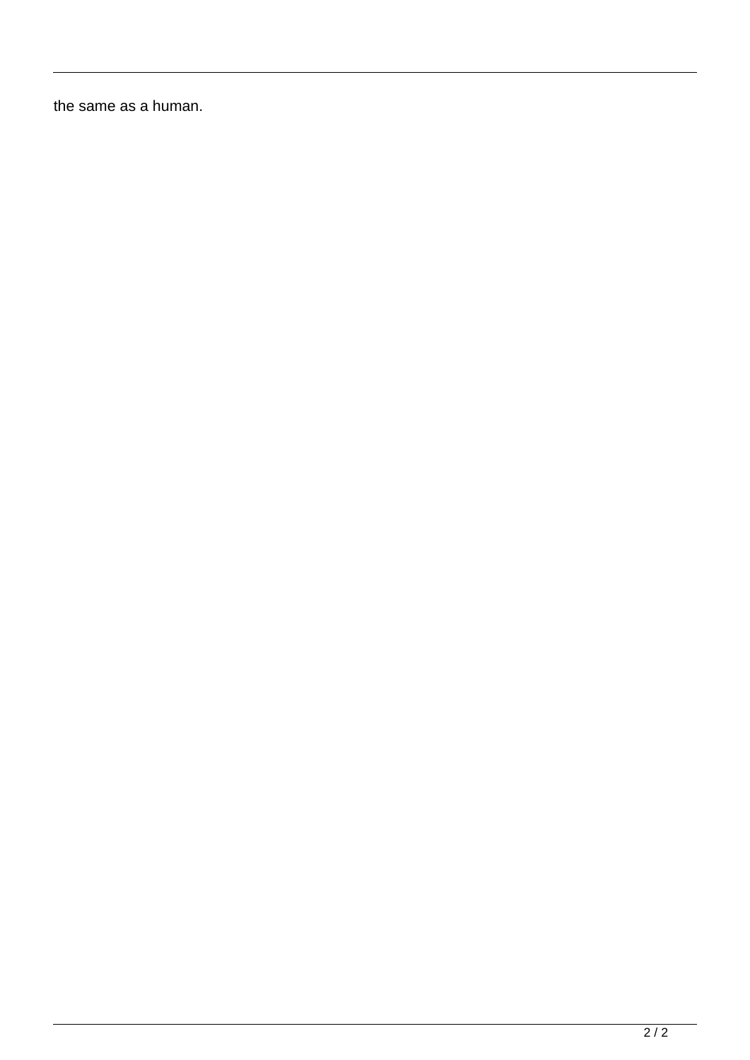the same as a human.